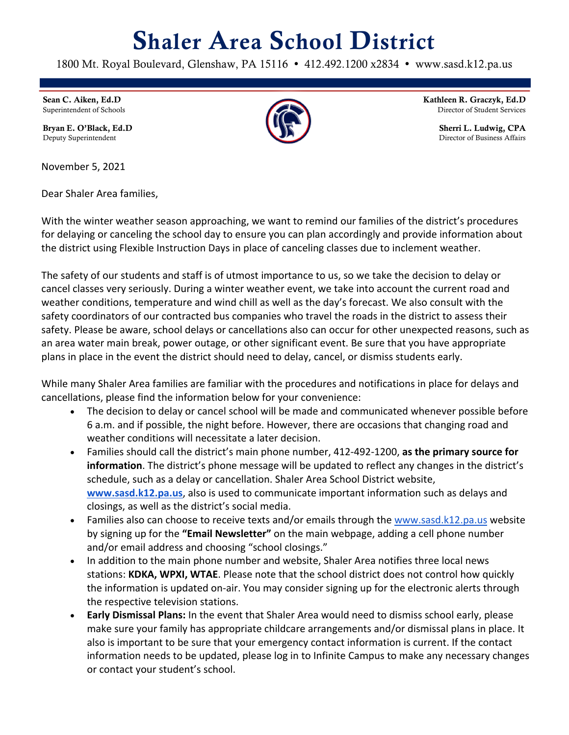# Shaler Area School District

1800 Mt. Royal Boulevard, Glenshaw, PA 15116 • 412.492.1200 x2834 • www.sasd.k12.pa.us

**Sean C. Aiken, Ed.D**
Superintendent of Schools

**Bryan E. O'Black, Ed.D**
Deputy Superintendent

**Kathleen R. Graczyk, Ed.D**
Director of Student Services

**Sherri L. Ludwig, CPA**
Director of Business Affairs

November 5, 2021

Dear Shaler Area families,

With the winter weather season approaching, we want to remind our families of the district's procedures for delaying or canceling the school day to ensure you can plan accordingly and provide information about the district using Flexible Instruction Days in place of canceling classes due to inclement weather.

The safety of our students and staff is of utmost importance to us, so we take the decision to delay or cancel classes very seriously. During a winter weather event, we take into account the current road and weather conditions, temperature and wind chill as well as the day's forecast. We also consult with the safety coordinators of our contracted bus companies who travel the roads in the district to assess their safety. Please be aware, school delays or cancellations also can occur for other unexpected reasons, such as an area water main break, power outage, or other significant event. Be sure that you have appropriate plans in place in the event the district should need to delay, cancel, or dismiss students early.

While many Shaler Area families are familiar with the procedures and notifications in place for delays and cancellations, please find the information below for your convenience:

- The decision to delay or cancel school will be made and communicated whenever possible before 6 a.m. and if possible, the night before. However, there are occasions that changing road and weather conditions will necessitate a later decision.
- Families should call the district's main phone number, 412-492-1200, **as the primary source for information**. The district's phone message will be updated to reflect any changes in the district's schedule, such as a delay or cancellation. Shaler Area School District website, **www.sasd.k12.pa.us**, also is used to communicate important information such as delays and closings, as well as the district's social media.
- Families also can choose to receive texts and/or emails through the www.sasd.k12.pa.us website by signing up for the **"Email Newsletter"** on the main webpage, adding a cell phone number and/or email address and choosing "school closings."
- In addition to the main phone number and website, Shaler Area notifies three local news stations: **KDKA, WPXI, WTAE**. Please note that the school district does not control how quickly the information is updated on-air. You may consider signing up for the electronic alerts through the respective television stations.
- **Early Dismissal Plans:** In the event that Shaler Area would need to dismiss school early, please make sure your family has appropriate childcare arrangements and/or dismissal plans in place. It also is important to be sure that your emergency contact information is current. If the contact information needs to be updated, please log in to Infinite Campus to make any necessary changes or contact your student's school.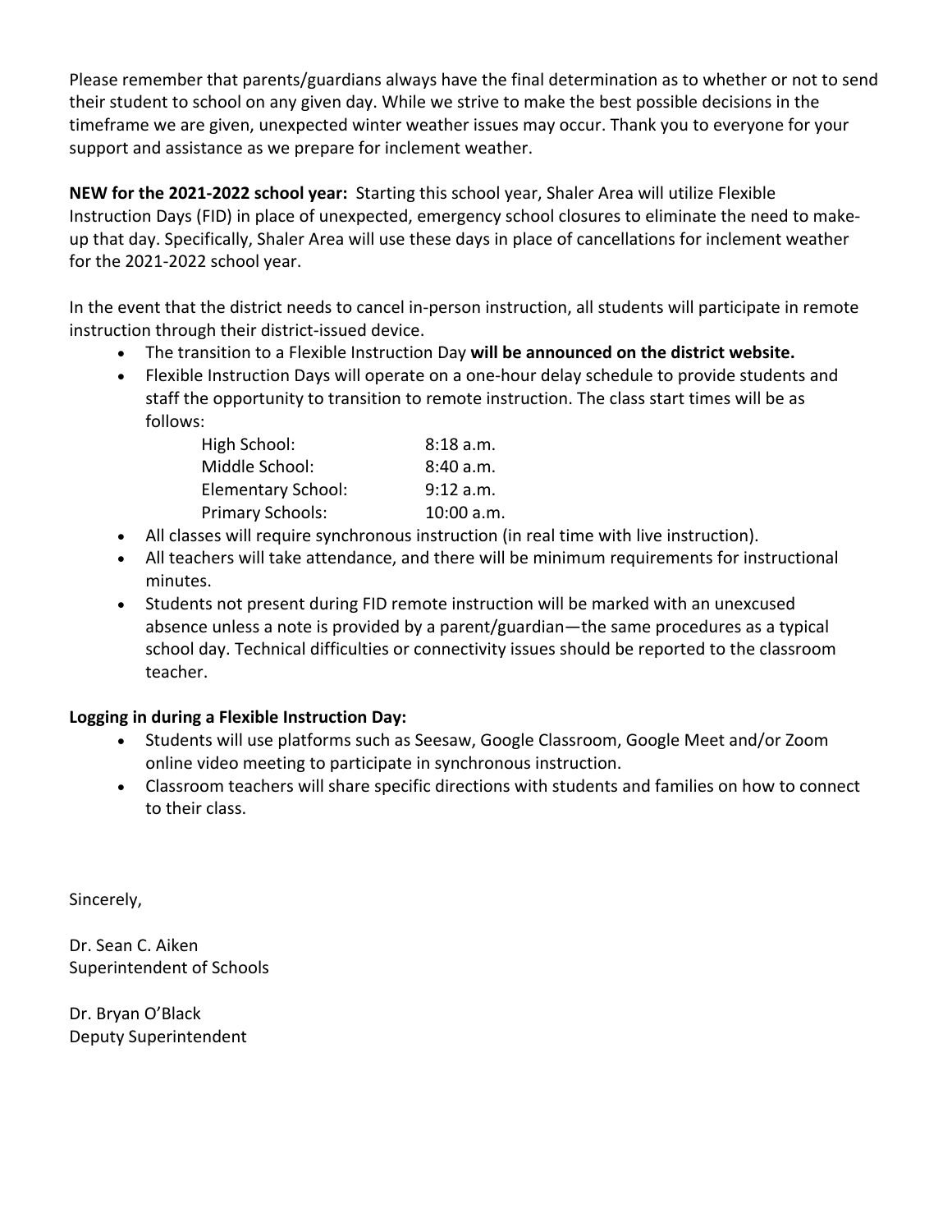Please remember that parents/guardians always have the final determination as to whether or not to send their student to school on any given day. While we strive to make the best possible decisions in the timeframe we are given, unexpected winter weather issues may occur. Thank you to everyone for your support and assistance as we prepare for inclement weather.

**NEW for the 2021-2022 school year:** Starting this school year, Shaler Area will utilize Flexible Instruction Days (FID) in place of unexpected, emergency school closures to eliminate the need to make-up that day. Specifically, Shaler Area will use these days in place of cancellations for inclement weather for the 2021-2022 school year.

In the event that the district needs to cancel in-person instruction, all students will participate in remote instruction through their district-issued device.

- The transition to a Flexible Instruction Day **will be announced on the district website.**
- Flexible Instruction Days will operate on a one-hour delay schedule to provide students and staff the opportunity to transition to remote instruction. The class start times will be as follows:

| | |
|---|---|
| High School: | 8:18 a.m. |
| Middle School: | 8:40 a.m. |
| Elementary School: | 9:12 a.m. |
| Primary Schools: | 10:00 a.m. |

- All classes will require synchronous instruction (in real time with live instruction).
- All teachers will take attendance, and there will be minimum requirements for instructional minutes.
- Students not present during FID remote instruction will be marked with an unexcused absence unless a note is provided by a parent/guardian—the same procedures as a typical school day. Technical difficulties or connectivity issues should be reported to the classroom teacher.

**Logging in during a Flexible Instruction Day:**

- Students will use platforms such as Seesaw, Google Classroom, Google Meet and/or Zoom online video meeting to participate in synchronous instruction.
- Classroom teachers will share specific directions with students and families on how to connect to their class.

Sincerely,

Dr. Sean C. Aiken
Superintendent of Schools

Dr. Bryan O'Black
Deputy Superintendent